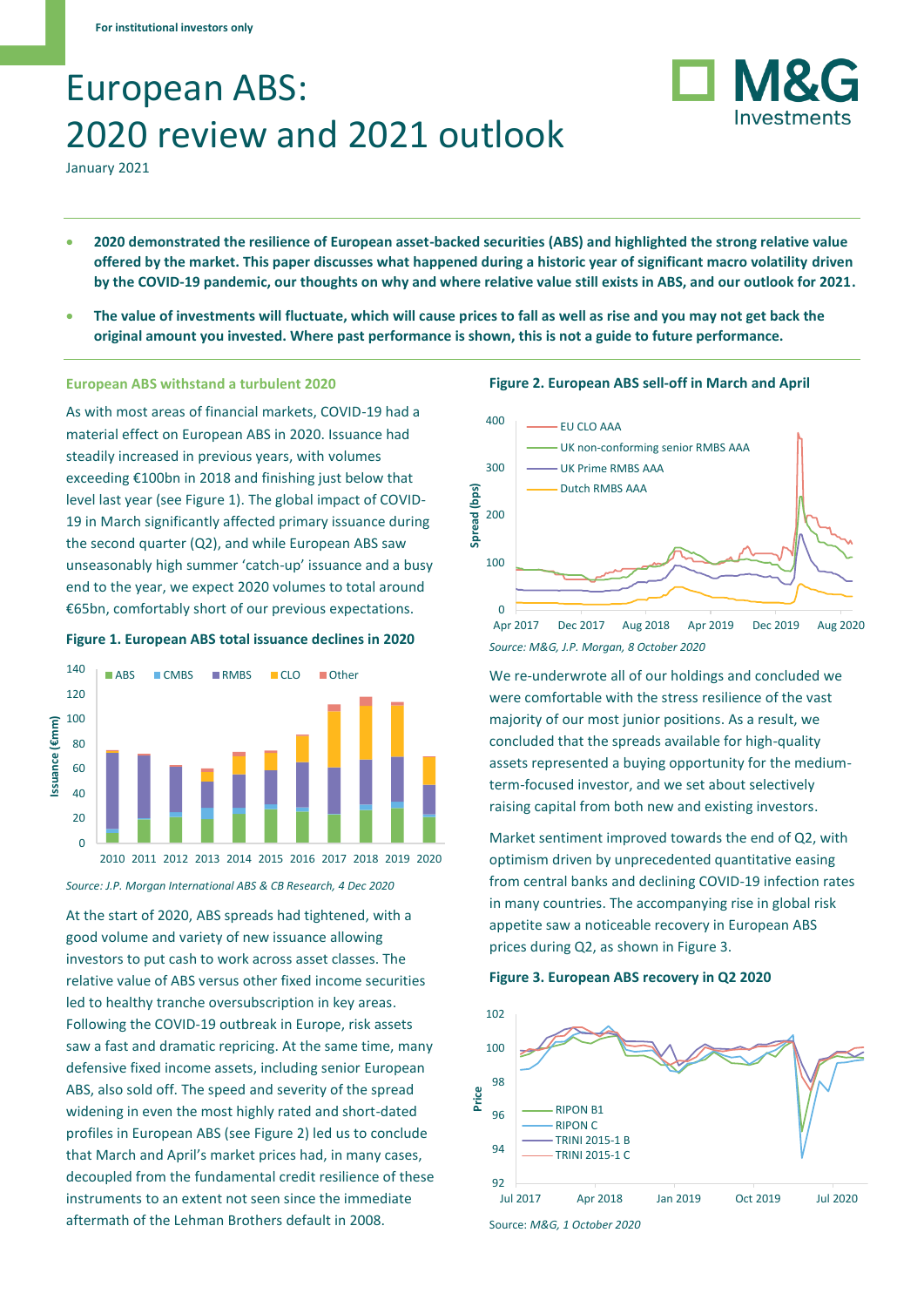For institutional investors only

# European ABS: 2020 review and 2021 outlook

January 2021

- **2020 demonstrated the resilience of European asset-backed securities (ABS) and highlighted the strong relative value offered by the market. This paper discusses what happened during a historic year of significant macro volatility driven by the COVID-19 pandemic, our thoughts on why and where relative value still exists in ABS, and our outlook for 2021.**
- **The value of investments will fluctuate, which will cause prices to fall as well as rise and you may not get back the original amount you invested. Where past performance is shown, this is not a guide to future performance.**

## European ABS withstand a turbulent 2020

As with most areas of financial markets, COVID-19 had a material effect on European ABS in 2020. Issuance had steadily increased in previous years, with volumes exceeding €100bn in 2018 and finishing just below that level last year (see Figure 1). The global impact of COVID-19 in March significantly affected primary issuance during the second quarter (Q2), and while European ABS saw unseasonably high summer 'catch-up' issuance and a busy end to the year, we expect 2020 volumes to total around €65bn, comfortably short of our previous expectations.

**Figure 1. European ABS total issuance declines in 2020**

*Source: J.P. Morgan International ABS & CB Research, 4 Dec 2020*

At the start of 2020, ABS spreads had tightened, with a good volume and variety of new issuance allowing investors to put cash to work across asset classes. The relative value of ABS versus other fixed income securities led to healthy tranche oversubscription in key areas. Following the COVID-19 outbreak in Europe, risk assets saw a fast and dramatic repricing. At the same time, many defensive fixed income assets, including senior European ABS, also sold off. The speed and severity of the spread widening in even the most highly rated and short-dated profiles in European ABS (see Figure 2) led us to conclude that March and April's market prices had, in many cases, decoupled from the fundamental credit resilience of these instruments to an extent not seen since the immediate aftermath of the Lehman Brothers default in 2008.

**Figure 2. European ABS sell-off in March and April**

*Source: M&G, J.P. Morgan, 8 October 2020*

We re-underwrote all of our holdings and concluded we were comfortable with the stress resilience of the vast majority of our most junior positions. As a result, we concluded that the spreads available for high-quality assets represented a buying opportunity for the medium-term-focused investor, and we set about selectively raising capital from both new and existing investors.

Market sentiment improved towards the end of Q2, with optimism driven by unprecedented quantitative easing from central banks and declining COVID-19 infection rates in many countries. The accompanying rise in global risk appetite saw a noticeable recovery in European ABS prices during Q2, as shown in Figure 3.

**Figure 3. European ABS recovery in Q2 2020**

Source: *M&G, 1 October 2020*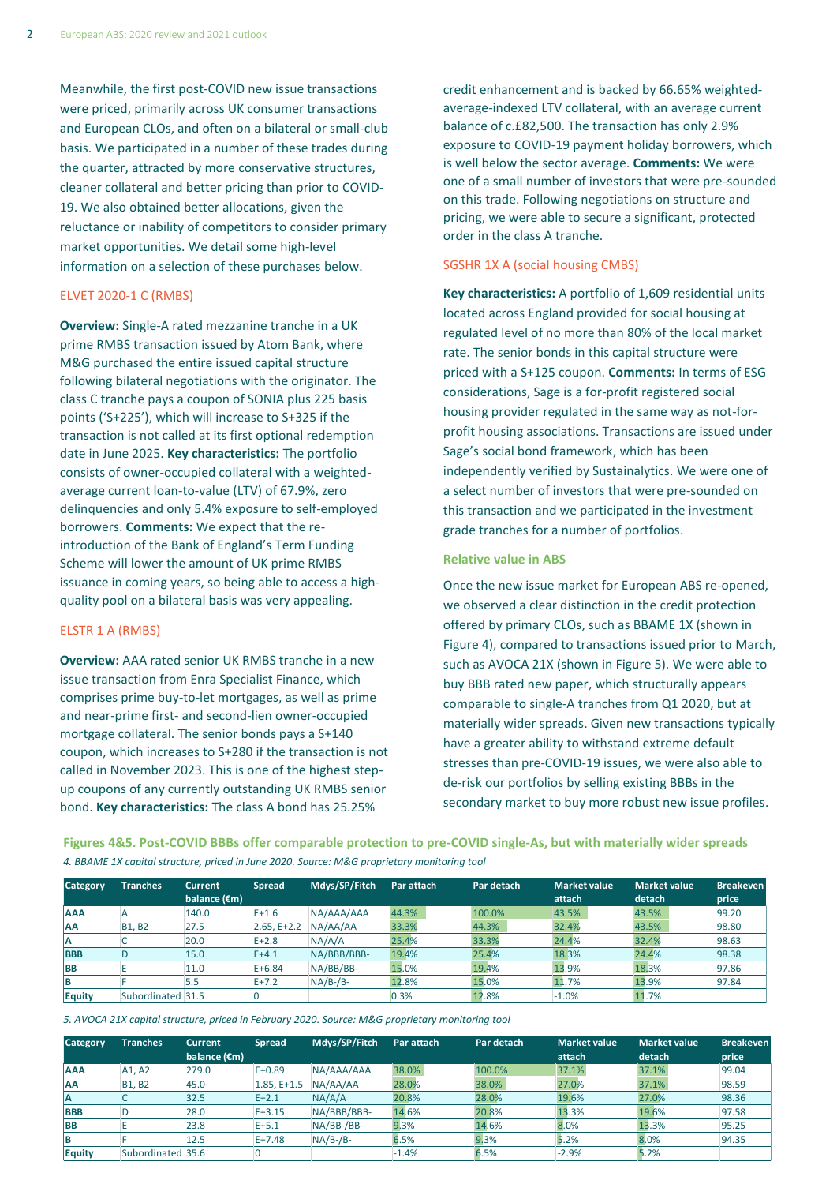Meanwhile, the first post-COVID new issue transactions were priced, primarily across UK consumer transactions and European CLOs, and often on a bilateral or small-club basis. We participated in a number of these trades during the quarter, attracted by more conservative structures, cleaner collateral and better pricing than prior to COVID-19. We also obtained better allocations, given the reluctance or inability of competitors to consider primary market opportunities. We detail some high-level information on a selection of these purchases below.

### ELVET 2020-1 C (RMBS)

**Overview:** Single-A rated mezzanine tranche in a UK prime RMBS transaction issued by Atom Bank, where M&G purchased the entire issued capital structure following bilateral negotiations with the originator. The class C tranche pays a coupon of SONIA plus 225 basis points ('S+225'), which will increase to S+325 if the transaction is not called at its first optional redemption date in June 2025. **Key characteristics:** The portfolio consists of owner-occupied collateral with a weighted-average current loan-to-value (LTV) of 67.9%, zero delinquencies and only 5.4% exposure to self-employed borrowers. **Comments:** We expect that the re-introduction of the Bank of England's Term Funding Scheme will lower the amount of UK prime RMBS issuance in coming years, so being able to access a high-quality pool on a bilateral basis was very appealing.

### ELSTR 1 A (RMBS)

**Overview:** AAA rated senior UK RMBS tranche in a new issue transaction from Enra Specialist Finance, which comprises prime buy-to-let mortgages, as well as prime and near-prime first- and second-lien owner-occupied mortgage collateral. The senior bonds pays a S+140 coupon, which increases to S+280 if the transaction is not called in November 2023. This is one of the highest step-up coupons of any currently outstanding UK RMBS senior bond. **Key characteristics:** The class A bond has 25.25% credit enhancement and is backed by 66.65% weighted-average-indexed LTV collateral, with an average current balance of c.£82,500. The transaction has only 2.9% exposure to COVID-19 payment holiday borrowers, which is well below the sector average. **Comments:** We were one of a small number of investors that were pre-sounded on this trade. Following negotiations on structure and pricing, we were able to secure a significant, protected order in the class A tranche.

### SGSHR 1X A (social housing CMBS)

**Key characteristics:** A portfolio of 1,609 residential units located across England provided for social housing at regulated level of no more than 80% of the local market rate. The senior bonds in this capital structure were priced with a S+125 coupon. **Comments:** In terms of ESG considerations, Sage is a for-profit registered social housing provider regulated in the same way as not-for-profit housing associations. Transactions are issued under Sage's social bond framework, which has been independently verified by Sustainalytics. We were one of a select number of investors that were pre-sounded on this transaction and we participated in the investment grade tranches for a number of portfolios.

## Relative value in ABS

Once the new issue market for European ABS re-opened, we observed a clear distinction in the credit protection offered by primary CLOs, such as BBAME 1X (shown in Figure 4), compared to transactions issued prior to March, such as AVOCA 21X (shown in Figure 5). We were able to buy BBB rated new paper, which structurally appears comparable to single-A tranches from Q1 2020, but at materially wider spreads. Given new transactions typically have a greater ability to withstand extreme default stresses than pre-COVID-19 issues, we were also able to de-risk our portfolios by selling existing BBBs in the secondary market to buy more robust new issue profiles.

**Figures 4&5. Post-COVID BBBs offer comparable protection to pre-COVID single-As, but with materially wider spreads**

*4. BBAME 1X capital structure, priced in June 2020. Source: M&G proprietary monitoring tool*

| Category | Tranches | Current balance (€m) | Spread | Mdys/SP/Fitch | Par attach | Par detach | Market value attach | Market value detach | Breakeven price |
|---|---|---|---|---|---|---|---|---|---|
| AAA | A | 140.0 | E+1.6 | NA/AAA/AAA | 44.3% | 100.0% | 43.5% | 43.5% | 99.20 |
| AA | B1, B2 | 27.5 | 2.65, E+2.2 | NA/AA/AA | 33.3% | 44.3% | 32.4% | 43.5% | 98.80 |
| A | C | 20.0 | E+2.8 | NA/A/A | 25.4% | 33.3% | 24.4% | 32.4% | 98.63 |
| BBB | D | 15.0 | E+4.1 | NA/BBB/BBB- | 19.4% | 25.4% | 18.3% | 24.4% | 98.38 |
| BB | E | 11.0 | E+6.84 | NA/BB/BB- | 15.0% | 19.4% | 13.9% | 18.3% | 97.86 |
| B | F | 5.5 | E+7.2 | NA/B-/B- | 12.8% | 15.0% | 11.7% | 13.9% | 97.84 |
| Equity | Subordinated | 31.5 | 0 | | 0.3% | 12.8% | -1.0% | 11.7% | |

*5. AVOCA 21X capital structure, priced in February 2020. Source: M&G proprietary monitoring tool*

| Category | Tranches | Current balance (€m) | Spread | Mdys/SP/Fitch | Par attach | Par detach | Market value attach | Market value detach | Breakeven price |
|---|---|---|---|---|---|---|---|---|---|
| AAA | A1, A2 | 279.0 | E+0.89 | NA/AAA/AAA | 38.0% | 100.0% | 37.1% | 37.1% | 99.04 |
| AA | B1, B2 | 45.0 | 1.85, E+1.5 | NA/AA/AA | 28.0% | 38.0% | 27.0% | 37.1% | 98.59 |
| A | C | 32.5 | E+2.1 | NA/A/A | 20.8% | 28.0% | 19.6% | 27.0% | 98.36 |
| BBB | D | 28.0 | E+3.15 | NA/BBB/BBB- | 14.6% | 20.8% | 13.3% | 19.6% | 97.58 |
| BB | E | 23.8 | E+5.1 | NA/BB-/BB- | 9.3% | 14.6% | 8.0% | 13.3% | 95.25 |
| B | F | 12.5 | E+7.48 | NA/B-/B- | 6.5% | 9.3% | 5.2% | 8.0% | 94.35 |
| Equity | Subordinated | 35.6 | 0 | | -1.4% | 6.5% | -2.9% | 5.2% | |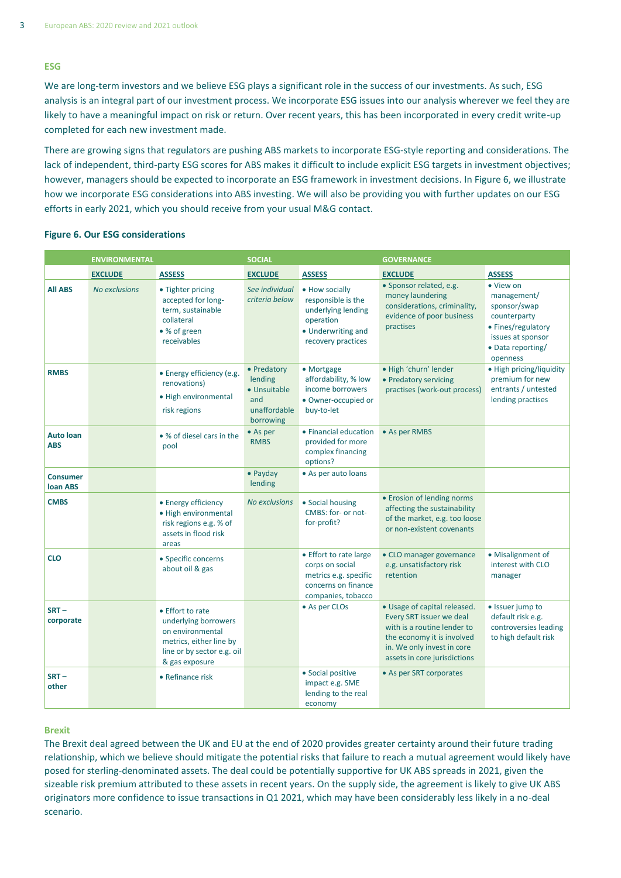### ESG

We are long-term investors and we believe ESG plays a significant role in the success of our investments. As such, ESG analysis is an integral part of our investment process. We incorporate ESG issues into our analysis wherever we feel they are likely to have a meaningful impact on risk or return. Over recent years, this has been incorporated in every credit write-up completed for each new investment made.

There are growing signs that regulators are pushing ABS markets to incorporate ESG-style reporting and considerations. The lack of independent, third-party ESG scores for ABS makes it difficult to include explicit ESG targets in investment objectives; however, managers should be expected to incorporate an ESG framework in investment decisions. In Figure 6, we illustrate how we incorporate ESG considerations into ABS investing. We will also be providing you with further updates on our ESG efforts in early 2021, which you should receive from your usual M&G contact.

**Figure 6. Our ESG considerations**

| | ENVIRONMENTAL | | SOCIAL | | GOVERNANCE | |
|---|---|---|---|---|---|---|
| | EXCLUDE | ASSESS | EXCLUDE | ASSESS | EXCLUDE | ASSESS |
| **All ABS** | *No exclusions* | • Tighter pricing accepted for long-term, sustainable collateral<br>• % of green receivables | *See individual criteria below* | • How socially responsible is the underlying lending operation<br>• Underwriting and recovery practices | • Sponsor related, e.g. money laundering considerations, criminality, evidence of poor business practises | • View on management/ sponsor/swap counterparty<br>• Fines/regulatory issues at sponsor<br>• Data reporting/ openness |
| **RMBS** | | • Energy efficiency (e.g. renovations)<br>• High environmental risk regions | • Predatory lending<br>• Unsuitable and unaffordable borrowing | • Mortgage affordability, % low income borrowers<br>• Owner-occupied or buy-to-let | • High 'churn' lender<br>• Predatory servicing practises (work-out process) | • High pricing/liquidity premium for new entrants / untested lending practises |
| **Auto loan ABS** | | • % of diesel cars in the pool | • As per RMBS | • Financial education provided for more complex financing options? | • As per RMBS | |
| **Consumer loan ABS** | | | • Payday lending | • As per auto loans | | |
| **CMBS** | | • Energy efficiency<br>• High environmental risk regions e.g. % of assets in flood risk areas | *No exclusions* | • Social housing CMBS: for- or not-for-profit? | • Erosion of lending norms affecting the sustainability of the market, e.g. too loose or non-existent covenants | |
| **CLO** | | • Specific concerns about oil & gas | | • Effort to rate large corps on social metrics e.g. specific concerns on finance companies, tobacco | • CLO manager governance e.g. unsatisfactory risk retention | • Misalignment of interest with CLO manager |
| **SRT – corporate** | | • Effort to rate underlying borrowers on environmental metrics, either line by line or by sector e.g. oil & gas exposure | | • As per CLOs | • Usage of capital released. Every SRT issuer we deal with is a routine lender to the economy it is involved in. We only invest in core assets in core jurisdictions | • Issuer jump to default risk e.g. controversies leading to high default risk |
| **SRT – other** | | • Refinance risk | | • Social positive impact e.g. SME lending to the real economy | • As per SRT corporates | |

### Brexit

The Brexit deal agreed between the UK and EU at the end of 2020 provides greater certainty around their future trading relationship, which we believe should mitigate the potential risks that failure to reach a mutual agreement would likely have posed for sterling-denominated assets. The deal could be potentially supportive for UK ABS spreads in 2021, given the sizeable risk premium attributed to these assets in recent years. On the supply side, the agreement is likely to give UK ABS originators more confidence to issue transactions in Q1 2021, which may have been considerably less likely in a no-deal scenario.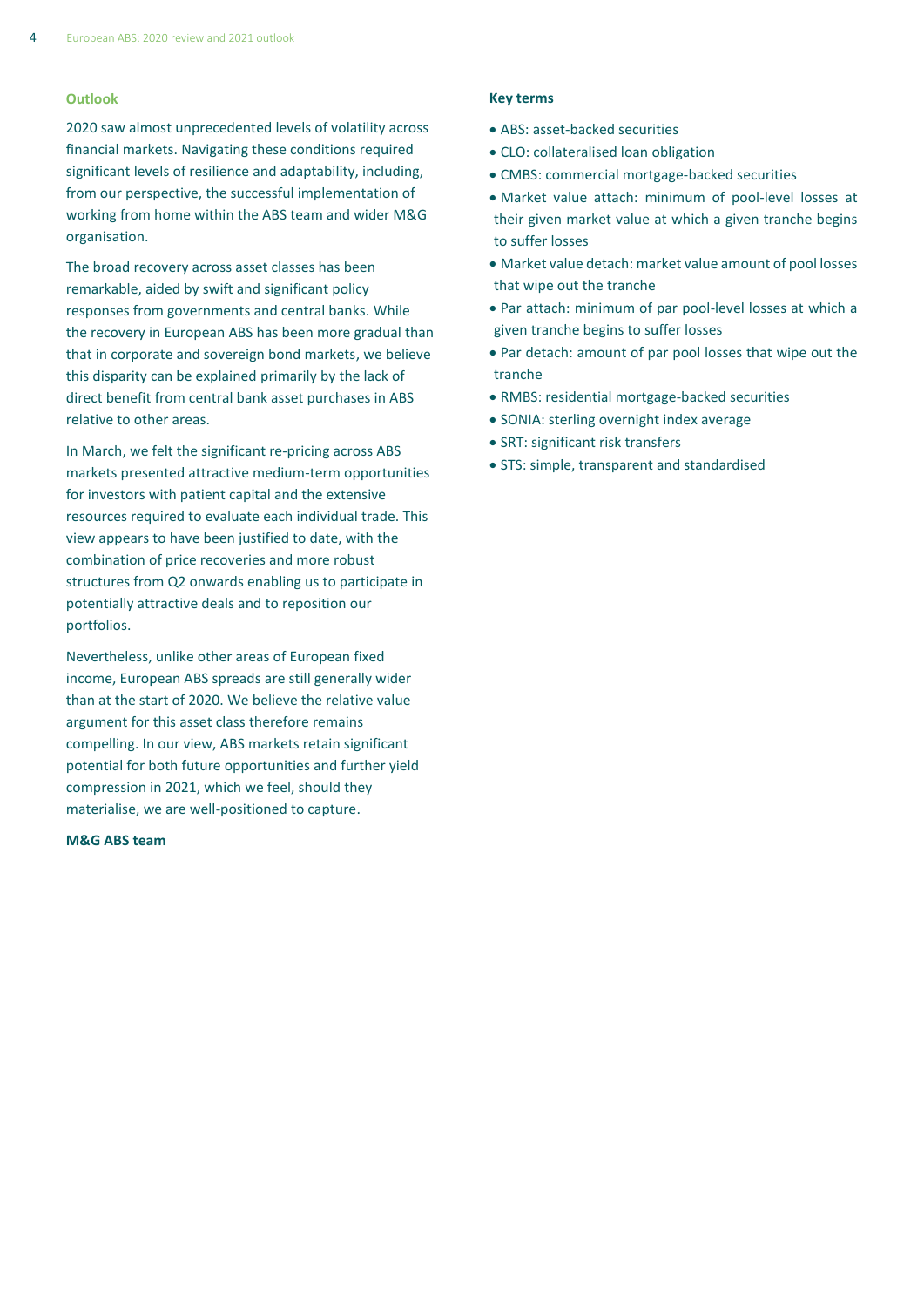## Outlook

2020 saw almost unprecedented levels of volatility across financial markets. Navigating these conditions required significant levels of resilience and adaptability, including, from our perspective, the successful implementation of working from home within the ABS team and wider M&G organisation.

The broad recovery across asset classes has been remarkable, aided by swift and significant policy responses from governments and central banks. While the recovery in European ABS has been more gradual than that in corporate and sovereign bond markets, we believe this disparity can be explained primarily by the lack of direct benefit from central bank asset purchases in ABS relative to other areas.

In March, we felt the significant re-pricing across ABS markets presented attractive medium-term opportunities for investors with patient capital and the extensive resources required to evaluate each individual trade. This view appears to have been justified to date, with the combination of price recoveries and more robust structures from Q2 onwards enabling us to participate in potentially attractive deals and to reposition our portfolios.

Nevertheless, unlike other areas of European fixed income, European ABS spreads are still generally wider than at the start of 2020. We believe the relative value argument for this asset class therefore remains compelling. In our view, ABS markets retain significant potential for both future opportunities and further yield compression in 2021, which we feel, should they materialise, we are well-positioned to capture.

**M&G ABS team**

## Key terms

- ABS: asset-backed securities
- CLO: collateralised loan obligation
- CMBS: commercial mortgage-backed securities
- Market value attach: minimum of pool-level losses at their given market value at which a given tranche begins to suffer losses
- Market value detach: market value amount of pool losses that wipe out the tranche
- Par attach: minimum of par pool-level losses at which a given tranche begins to suffer losses
- Par detach: amount of par pool losses that wipe out the tranche
- RMBS: residential mortgage-backed securities
- SONIA: sterling overnight index average
- SRT: significant risk transfers
- STS: simple, transparent and standardised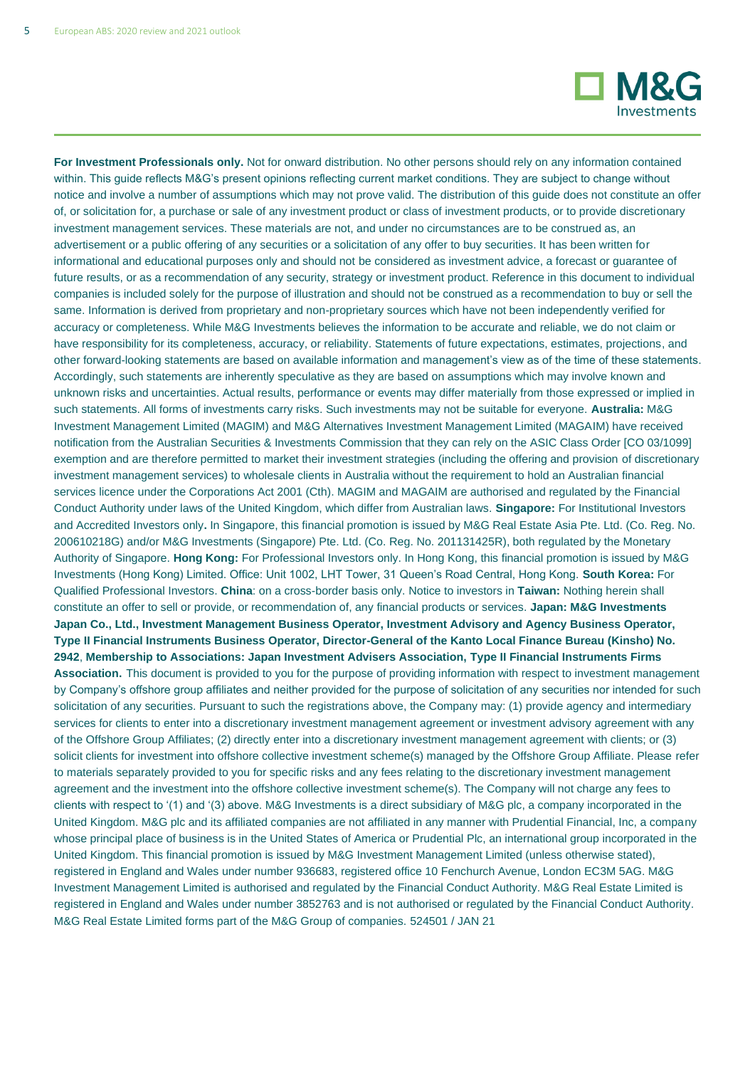**For Investment Professionals only.** Not for onward distribution. No other persons should rely on any information contained within. This guide reflects M&G's present opinions reflecting current market conditions. They are subject to change without notice and involve a number of assumptions which may not prove valid. The distribution of this guide does not constitute an offer of, or solicitation for, a purchase or sale of any investment product or class of investment products, or to provide discretionary investment management services. These materials are not, and under no circumstances are to be construed as, an advertisement or a public offering of any securities or a solicitation of any offer to buy securities. It has been written for informational and educational purposes only and should not be considered as investment advice, a forecast or guarantee of future results, or as a recommendation of any security, strategy or investment product. Reference in this document to individual companies is included solely for the purpose of illustration and should not be construed as a recommendation to buy or sell the same. Information is derived from proprietary and non-proprietary sources which have not been independently verified for accuracy or completeness. While M&G Investments believes the information to be accurate and reliable, we do not claim or have responsibility for its completeness, accuracy, or reliability. Statements of future expectations, estimates, projections, and other forward-looking statements are based on available information and management's view as of the time of these statements. Accordingly, such statements are inherently speculative as they are based on assumptions which may involve known and unknown risks and uncertainties. Actual results, performance or events may differ materially from those expressed or implied in such statements. All forms of investments carry risks. Such investments may not be suitable for everyone. **Australia:** M&G Investment Management Limited (MAGIM) and M&G Alternatives Investment Management Limited (MAGAIM) have received notification from the Australian Securities & Investments Commission that they can rely on the ASIC Class Order [CO 03/1099] exemption and are therefore permitted to market their investment strategies (including the offering and provision of discretionary investment management services) to wholesale clients in Australia without the requirement to hold an Australian financial services licence under the Corporations Act 2001 (Cth). MAGIM and MAGAIM are authorised and regulated by the Financial Conduct Authority under laws of the United Kingdom, which differ from Australian laws. **Singapore:** For Institutional Investors and Accredited Investors only**.** In Singapore, this financial promotion is issued by M&G Real Estate Asia Pte. Ltd. (Co. Reg. No. 200610218G) and/or M&G Investments (Singapore) Pte. Ltd. (Co. Reg. No. 201131425R), both regulated by the Monetary Authority of Singapore. **Hong Kong:** For Professional Investors only. In Hong Kong, this financial promotion is issued by M&G Investments (Hong Kong) Limited. Office: Unit 1002, LHT Tower, 31 Queen's Road Central, Hong Kong. **South Korea:** For Qualified Professional Investors. **China**: on a cross-border basis only. Notice to investors in **Taiwan:** Nothing herein shall constitute an offer to sell or provide, or recommendation of, any financial products or services. **Japan: M&G Investments Japan Co., Ltd., Investment Management Business Operator, Investment Advisory and Agency Business Operator, Type II Financial Instruments Business Operator, Director-General of the Kanto Local Finance Bureau (Kinsho) No. 2942**, **Membership to Associations: Japan Investment Advisers Association, Type II Financial Instruments Firms Association.** This document is provided to you for the purpose of providing information with respect to investment management by Company's offshore group affiliates and neither provided for the purpose of solicitation of any securities nor intended for such solicitation of any securities. Pursuant to such the registrations above, the Company may: (1) provide agency and intermediary services for clients to enter into a discretionary investment management agreement or investment advisory agreement with any of the Offshore Group Affiliates; (2) directly enter into a discretionary investment management agreement with clients; or (3) solicit clients for investment into offshore collective investment scheme(s) managed by the Offshore Group Affiliate. Please refer to materials separately provided to you for specific risks and any fees relating to the discretionary investment management agreement and the investment into the offshore collective investment scheme(s). The Company will not charge any fees to clients with respect to '(1) and '(3) above. M&G Investments is a direct subsidiary of M&G plc, a company incorporated in the United Kingdom. M&G plc and its affiliated companies are not affiliated in any manner with Prudential Financial, Inc, a company whose principal place of business is in the United States of America or Prudential Plc, an international group incorporated in the United Kingdom. This financial promotion is issued by M&G Investment Management Limited (unless otherwise stated), registered in England and Wales under number 936683, registered office 10 Fenchurch Avenue, London EC3M 5AG. M&G Investment Management Limited is authorised and regulated by the Financial Conduct Authority. M&G Real Estate Limited is registered in England and Wales under number 3852763 and is not authorised or regulated by the Financial Conduct Authority. M&G Real Estate Limited forms part of the M&G Group of companies. 524501 / JAN 21